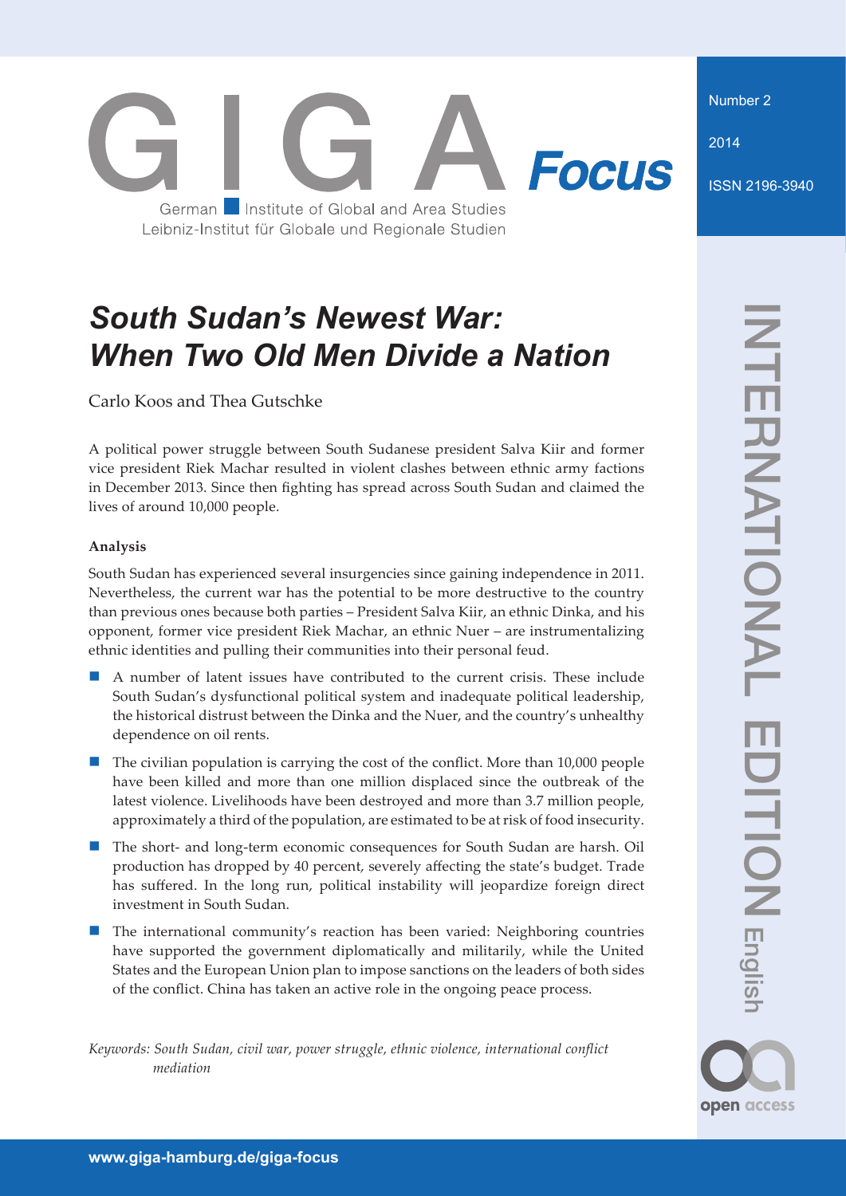GIGA Focus

German Institute of Global and Area Studies
Leibniz-Institut für Globale und Regionale Studien

Number 2

2014

ISSN 2196-3940

INTERNATIONAL EDITION English

# *South Sudan's Newest War: When Two Old Men Divide a Nation*

Carlo Koos and Thea Gutschke

A political power struggle between South Sudanese president Salva Kiir and former vice president Riek Machar resulted in violent clashes between ethnic army factions in December 2013. Since then fighting has spread across South Sudan and claimed the lives of around 10,000 people.

**Analysis**

South Sudan has experienced several insurgencies since gaining independence in 2011. Nevertheless, the current war has the potential to be more destructive to the country than previous ones because both parties – President Salva Kiir, an ethnic Dinka, and his opponent, former vice president Riek Machar, an ethnic Nuer – are instrumentalizing ethnic identities and pulling their communities into their personal feud.

- A number of latent issues have contributed to the current crisis. These include South Sudan's dysfunctional political system and inadequate political leadership, the historical distrust between the Dinka and the Nuer, and the country's unhealthy dependence on oil rents.
- The civilian population is carrying the cost of the conflict. More than 10,000 people have been killed and more than one million displaced since the outbreak of the latest violence. Livelihoods have been destroyed and more than 3.7 million people, approximately a third of the population, are estimated to be at risk of food insecurity.
- The short- and long-term economic consequences for South Sudan are harsh. Oil production has dropped by 40 percent, severely affecting the state's budget. Trade has suffered. In the long run, political instability will jeopardize foreign direct investment in South Sudan.
- The international community's reaction has been varied: Neighboring countries have supported the government diplomatically and militarily, while the United States and the European Union plan to impose sanctions on the leaders of both sides of the conflict. China has taken an active role in the ongoing peace process.

*Keywords: South Sudan, civil war, power struggle, ethnic violence, international conflict mediation*

open access

www.giga-hamburg.de/giga-focus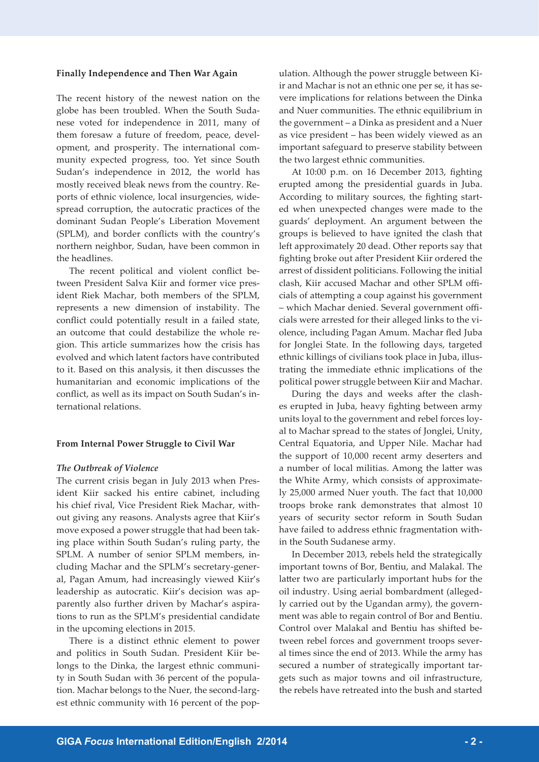## Finally Independence and Then War Again

The recent history of the newest nation on the globe has been troubled. When the South Sudanese voted for independence in 2011, many of them foresaw a future of freedom, peace, development, and prosperity. The international community expected progress, too. Yet since South Sudan's independence in 2012, the world has mostly received bleak news from the country. Reports of ethnic violence, local insurgencies, widespread corruption, the autocratic practices of the dominant Sudan People's Liberation Movement (SPLM), and border conflicts with the country's northern neighbor, Sudan, have been common in the headlines.

The recent political and violent conflict between President Salva Kiir and former vice president Riek Machar, both members of the SPLM, represents a new dimension of instability. The conflict could potentially result in a failed state, an outcome that could destabilize the whole region. This article summarizes how the crisis has evolved and which latent factors have contributed to it. Based on this analysis, it then discusses the humanitarian and economic implications of the conflict, as well as its impact on South Sudan's international relations.

## From Internal Power Struggle to Civil War

### *The Outbreak of Violence*

The current crisis began in July 2013 when President Kiir sacked his entire cabinet, including his chief rival, Vice President Riek Machar, without giving any reasons. Analysts agree that Kiir's move exposed a power struggle that had been taking place within South Sudan's ruling party, the SPLM. A number of senior SPLM members, including Machar and the SPLM's secretary-general, Pagan Amum, had increasingly viewed Kiir's leadership as autocratic. Kiir's decision was apparently also further driven by Machar's aspirations to run as the SPLM's presidential candidate in the upcoming elections in 2015.

There is a distinct ethnic element to power and politics in South Sudan. President Kiir belongs to the Dinka, the largest ethnic community in South Sudan with 36 percent of the population. Machar belongs to the Nuer, the second-largest ethnic community with 16 percent of the population. Although the power struggle between Kiir and Machar is not an ethnic one per se, it has severe implications for relations between the Dinka and Nuer communities. The ethnic equilibrium in the government – a Dinka as president and a Nuer as vice president – has been widely viewed as an important safeguard to preserve stability between the two largest ethnic communities.

At 10:00 p.m. on 16 December 2013, fighting erupted among the presidential guards in Juba. According to military sources, the fighting started when unexpected changes were made to the guards' deployment. An argument between the groups is believed to have ignited the clash that left approximately 20 dead. Other reports say that fighting broke out after President Kiir ordered the arrest of dissident politicians. Following the initial clash, Kiir accused Machar and other SPLM officials of attempting a coup against his government – which Machar denied. Several government officials were arrested for their alleged links to the violence, including Pagan Amum. Machar fled Juba for Jonglei State. In the following days, targeted ethnic killings of civilians took place in Juba, illustrating the immediate ethnic implications of the political power struggle between Kiir and Machar.

During the days and weeks after the clashes erupted in Juba, heavy fighting between army units loyal to the government and rebel forces loyal to Machar spread to the states of Jonglei, Unity, Central Equatoria, and Upper Nile. Machar had the support of 10,000 recent army deserters and a number of local militias. Among the latter was the White Army, which consists of approximately 25,000 armed Nuer youth. The fact that 10,000 troops broke rank demonstrates that almost 10 years of security sector reform in South Sudan have failed to address ethnic fragmentation within the South Sudanese army.

In December 2013, rebels held the strategically important towns of Bor, Bentiu, and Malakal. The latter two are particularly important hubs for the oil industry. Using aerial bombardment (allegedly carried out by the Ugandan army), the government was able to regain control of Bor and Bentiu. Control over Malakal and Bentiu has shifted between rebel forces and government troops several times since the end of 2013. While the army has secured a number of strategically important targets such as major towns and oil infrastructure, the rebels have retreated into the bush and started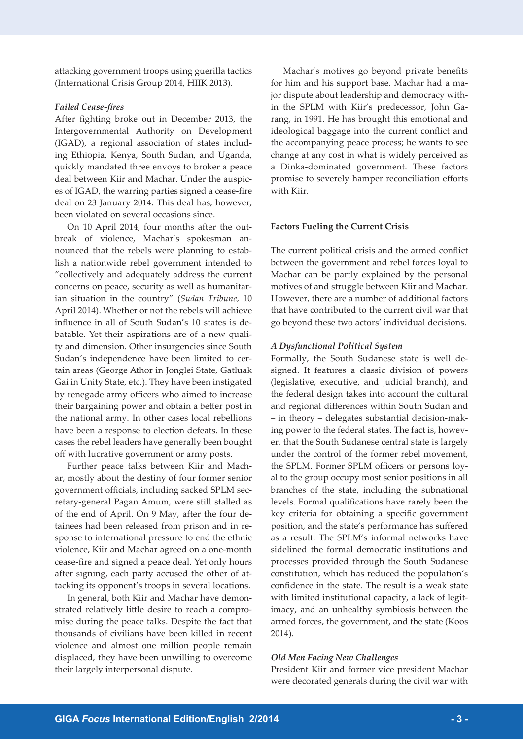attacking government troops using guerilla tactics (International Crisis Group 2014, HIIK 2013).

### *Failed Cease-fires*

After fighting broke out in December 2013, the Intergovernmental Authority on Development (IGAD), a regional association of states including Ethiopia, Kenya, South Sudan, and Uganda, quickly mandated three envoys to broker a peace deal between Kiir and Machar. Under the auspices of IGAD, the warring parties signed a cease-fire deal on 23 January 2014. This deal has, however, been violated on several occasions since.

On 10 April 2014, four months after the outbreak of violence, Machar's spokesman announced that the rebels were planning to establish a nationwide rebel government intended to "collectively and adequately address the current concerns on peace, security as well as humanitarian situation in the country" (*Sudan Tribune*, 10 April 2014). Whether or not the rebels will achieve influence in all of South Sudan's 10 states is debatable. Yet their aspirations are of a new quality and dimension. Other insurgencies since South Sudan's independence have been limited to certain areas (George Athor in Jonglei State, Gatluak Gai in Unity State, etc.). They have been instigated by renegade army officers who aimed to increase their bargaining power and obtain a better post in the national army. In other cases local rebellions have been a response to election defeats. In these cases the rebel leaders have generally been bought off with lucrative government or army posts.

Further peace talks between Kiir and Machar, mostly about the destiny of four former senior government officials, including sacked SPLM secretary-general Pagan Amum, were still stalled as of the end of April. On 9 May, after the four detainees had been released from prison and in response to international pressure to end the ethnic violence, Kiir and Machar agreed on a one-month cease-fire and signed a peace deal. Yet only hours after signing, each party accused the other of attacking its opponent's troops in several locations.

In general, both Kiir and Machar have demonstrated relatively little desire to reach a compromise during the peace talks. Despite the fact that thousands of civilians have been killed in recent violence and almost one million people remain displaced, they have been unwilling to overcome their largely interpersonal dispute.

Machar's motives go beyond private benefits for him and his support base. Machar had a major dispute about leadership and democracy within the SPLM with Kiir's predecessor, John Garang, in 1991. He has brought this emotional and ideological baggage into the current conflict and the accompanying peace process; he wants to see change at any cost in what is widely perceived as a Dinka-dominated government. These factors promise to severely hamper reconciliation efforts with Kiir.

## Factors Fueling the Current Crisis

The current political crisis and the armed conflict between the government and rebel forces loyal to Machar can be partly explained by the personal motives of and struggle between Kiir and Machar. However, there are a number of additional factors that have contributed to the current civil war that go beyond these two actors' individual decisions.

### *A Dysfunctional Political System*

Formally, the South Sudanese state is well designed. It features a classic division of powers (legislative, executive, and judicial branch), and the federal design takes into account the cultural and regional differences within South Sudan and – in theory – delegates substantial decision-making power to the federal states. The fact is, however, that the South Sudanese central state is largely under the control of the former rebel movement, the SPLM. Former SPLM officers or persons loyal to the group occupy most senior positions in all branches of the state, including the subnational levels. Formal qualifications have rarely been the key criteria for obtaining a specific government position, and the state's performance has suffered as a result. The SPLM's informal networks have sidelined the formal democratic institutions and processes provided through the South Sudanese constitution, which has reduced the population's confidence in the state. The result is a weak state with limited institutional capacity, a lack of legitimacy, and an unhealthy symbiosis between the armed forces, the government, and the state (Koos 2014).

### *Old Men Facing New Challenges*

President Kiir and former vice president Machar were decorated generals during the civil war with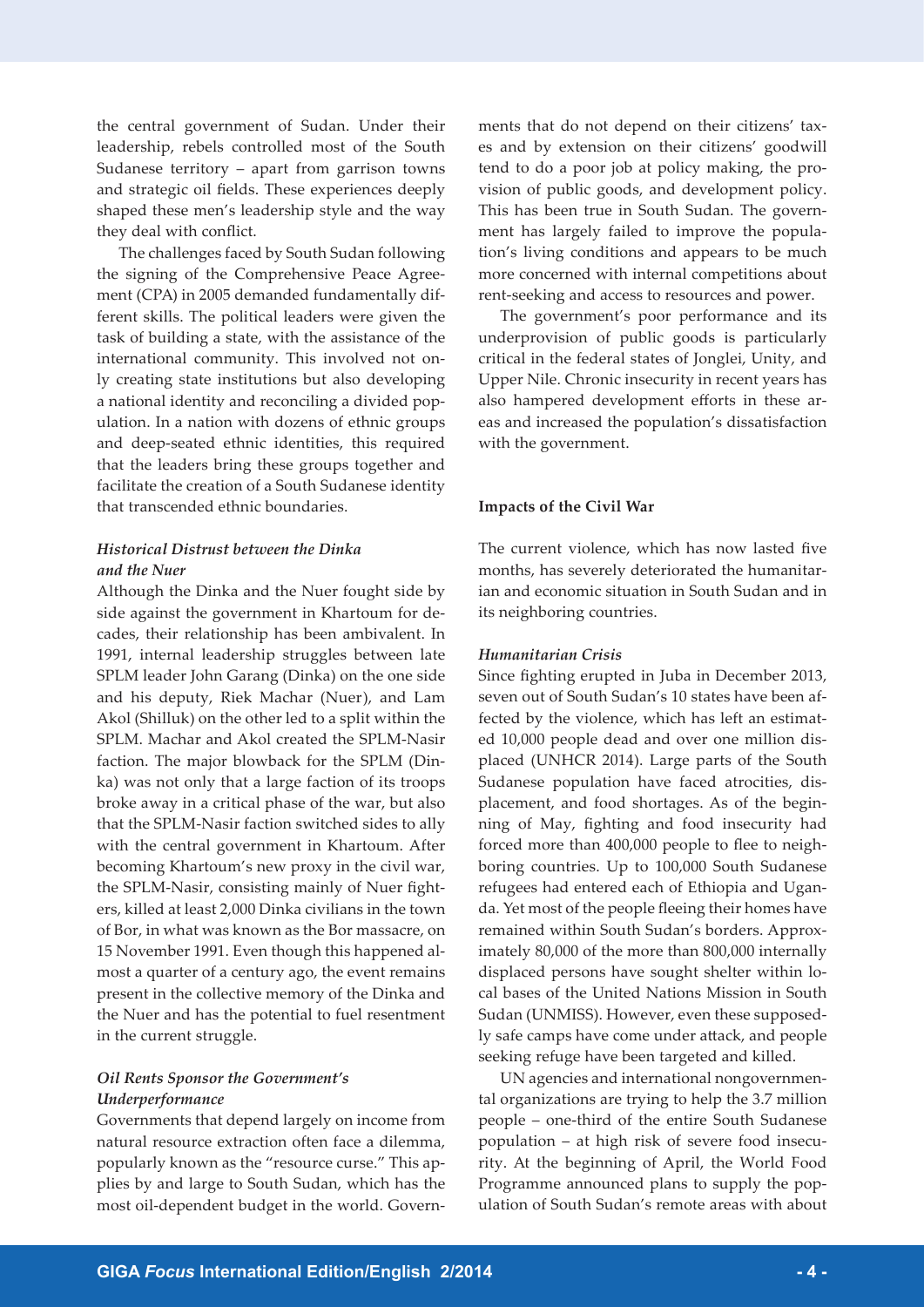the central government of Sudan. Under their leadership, rebels controlled most of the South Sudanese territory – apart from garrison towns and strategic oil fields. These experiences deeply shaped these men's leadership style and the way they deal with conflict.

The challenges faced by South Sudan following the signing of the Comprehensive Peace Agreement (CPA) in 2005 demanded fundamentally different skills. The political leaders were given the task of building a state, with the assistance of the international community. This involved not only creating state institutions but also developing a national identity and reconciling a divided population. In a nation with dozens of ethnic groups and deep-seated ethnic identities, this required that the leaders bring these groups together and facilitate the creation of a South Sudanese identity that transcended ethnic boundaries.

### *Historical Distrust between the Dinka and the Nuer*

Although the Dinka and the Nuer fought side by side against the government in Khartoum for decades, their relationship has been ambivalent. In 1991, internal leadership struggles between late SPLM leader John Garang (Dinka) on the one side and his deputy, Riek Machar (Nuer), and Lam Akol (Shilluk) on the other led to a split within the SPLM. Machar and Akol created the SPLM-Nasir faction. The major blowback for the SPLM (Dinka) was not only that a large faction of its troops broke away in a critical phase of the war, but also that the SPLM-Nasir faction switched sides to ally with the central government in Khartoum. After becoming Khartoum's new proxy in the civil war, the SPLM-Nasir, consisting mainly of Nuer fighters, killed at least 2,000 Dinka civilians in the town of Bor, in what was known as the Bor massacre, on 15 November 1991. Even though this happened almost a quarter of a century ago, the event remains present in the collective memory of the Dinka and the Nuer and has the potential to fuel resentment in the current struggle.

### *Oil Rents Sponsor the Government's Underperformance*

Governments that depend largely on income from natural resource extraction often face a dilemma, popularly known as the "resource curse." This applies by and large to South Sudan, which has the most oil-dependent budget in the world. Governments that do not depend on their citizens' taxes and by extension on their citizens' goodwill tend to do a poor job at policy making, the provision of public goods, and development policy. This has been true in South Sudan. The government has largely failed to improve the population's living conditions and appears to be much more concerned with internal competitions about rent-seeking and access to resources and power.

The government's poor performance and its underprovision of public goods is particularly critical in the federal states of Jonglei, Unity, and Upper Nile. Chronic insecurity in recent years has also hampered development efforts in these areas and increased the population's dissatisfaction with the government.

## Impacts of the Civil War

The current violence, which has now lasted five months, has severely deteriorated the humanitarian and economic situation in South Sudan and in its neighboring countries.

### *Humanitarian Crisis*

Since fighting erupted in Juba in December 2013, seven out of South Sudan's 10 states have been affected by the violence, which has left an estimated 10,000 people dead and over one million displaced (UNHCR 2014). Large parts of the South Sudanese population have faced atrocities, displacement, and food shortages. As of the beginning of May, fighting and food insecurity had forced more than 400,000 people to flee to neighboring countries. Up to 100,000 South Sudanese refugees had entered each of Ethiopia and Uganda. Yet most of the people fleeing their homes have remained within South Sudan's borders. Approximately 80,000 of the more than 800,000 internally displaced persons have sought shelter within local bases of the United Nations Mission in South Sudan (UNMISS). However, even these supposedly safe camps have come under attack, and people seeking refuge have been targeted and killed.

UN agencies and international nongovernmental organizations are trying to help the 3.7 million people – one-third of the entire South Sudanese population – at high risk of severe food insecurity. At the beginning of April, the World Food Programme announced plans to supply the population of South Sudan's remote areas with about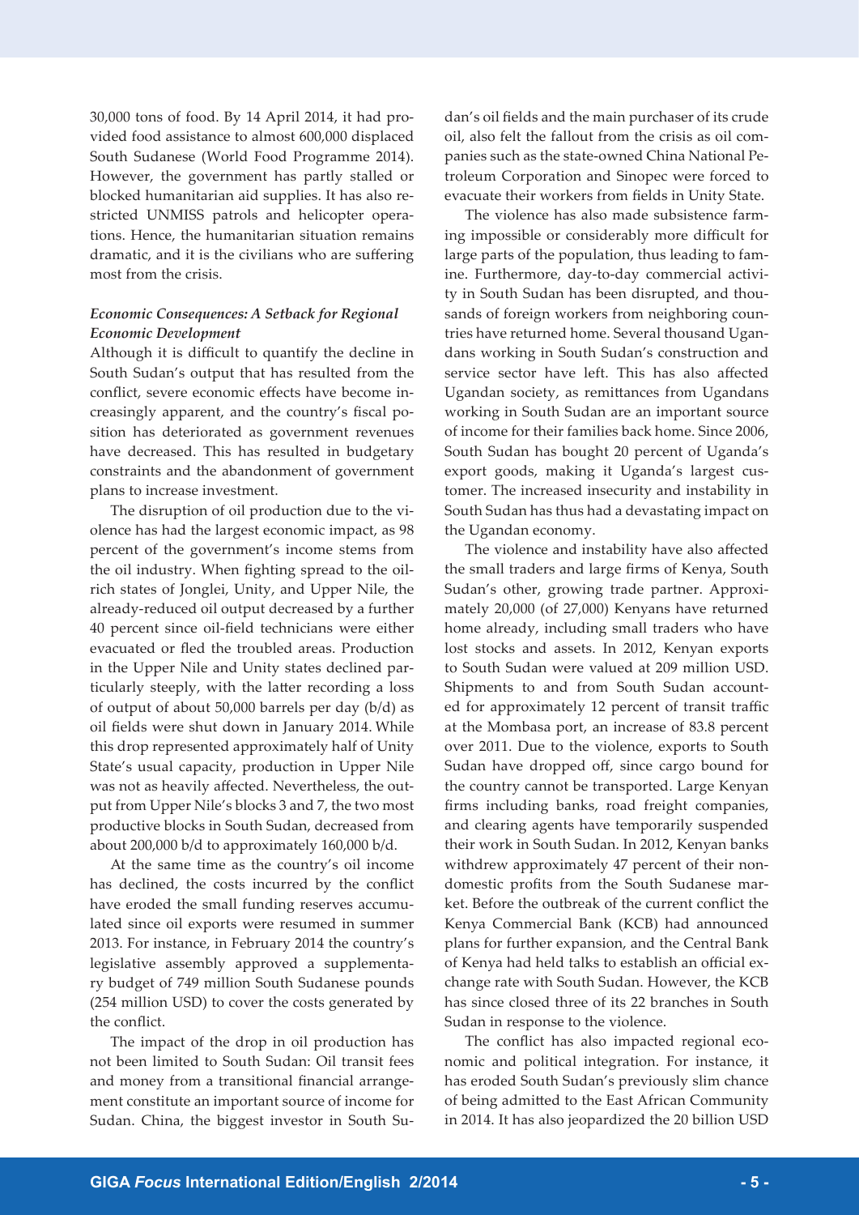30,000 tons of food. By 14 April 2014, it had provided food assistance to almost 600,000 displaced South Sudanese (World Food Programme 2014). However, the government has partly stalled or blocked humanitarian aid supplies. It has also restricted UNMISS patrols and helicopter operations. Hence, the humanitarian situation remains dramatic, and it is the civilians who are suffering most from the crisis.

### *Economic Consequences: A Setback for Regional Economic Development*

Although it is difficult to quantify the decline in South Sudan's output that has resulted from the conflict, severe economic effects have become increasingly apparent, and the country's fiscal position has deteriorated as government revenues have decreased. This has resulted in budgetary constraints and the abandonment of government plans to increase investment.

The disruption of oil production due to the violence has had the largest economic impact, as 98 percent of the government's income stems from the oil industry. When fighting spread to the oil-rich states of Jonglei, Unity, and Upper Nile, the already-reduced oil output decreased by a further 40 percent since oil-field technicians were either evacuated or fled the troubled areas. Production in the Upper Nile and Unity states declined particularly steeply, with the latter recording a loss of output of about 50,000 barrels per day (b/d) as oil fields were shut down in January 2014. While this drop represented approximately half of Unity State's usual capacity, production in Upper Nile was not as heavily affected. Nevertheless, the output from Upper Nile's blocks 3 and 7, the two most productive blocks in South Sudan, decreased from about 200,000 b/d to approximately 160,000 b/d.

At the same time as the country's oil income has declined, the costs incurred by the conflict have eroded the small funding reserves accumulated since oil exports were resumed in summer 2013. For instance, in February 2014 the country's legislative assembly approved a supplementary budget of 749 million South Sudanese pounds (254 million USD) to cover the costs generated by the conflict.

The impact of the drop in oil production has not been limited to South Sudan: Oil transit fees and money from a transitional financial arrangement constitute an important source of income for Sudan. China, the biggest investor in South Sudan's oil fields and the main purchaser of its crude oil, also felt the fallout from the crisis as oil companies such as the state-owned China National Petroleum Corporation and Sinopec were forced to evacuate their workers from fields in Unity State.

The violence has also made subsistence farming impossible or considerably more difficult for large parts of the population, thus leading to famine. Furthermore, day-to-day commercial activity in South Sudan has been disrupted, and thousands of foreign workers from neighboring countries have returned home. Several thousand Ugandans working in South Sudan's construction and service sector have left. This has also affected Ugandan society, as remittances from Ugandans working in South Sudan are an important source of income for their families back home. Since 2006, South Sudan has bought 20 percent of Uganda's export goods, making it Uganda's largest customer. The increased insecurity and instability in South Sudan has thus had a devastating impact on the Ugandan economy.

The violence and instability have also affected the small traders and large firms of Kenya, South Sudan's other, growing trade partner. Approximately 20,000 (of 27,000) Kenyans have returned home already, including small traders who have lost stocks and assets. In 2012, Kenyan exports to South Sudan were valued at 209 million USD. Shipments to and from South Sudan accounted for approximately 12 percent of transit traffic at the Mombasa port, an increase of 83.8 percent over 2011. Due to the violence, exports to South Sudan have dropped off, since cargo bound for the country cannot be transported. Large Kenyan firms including banks, road freight companies, and clearing agents have temporarily suspended their work in South Sudan. In 2012, Kenyan banks withdrew approximately 47 percent of their non-domestic profits from the South Sudanese market. Before the outbreak of the current conflict the Kenya Commercial Bank (KCB) had announced plans for further expansion, and the Central Bank of Kenya had held talks to establish an official exchange rate with South Sudan. However, the KCB has since closed three of its 22 branches in South Sudan in response to the violence.

The conflict has also impacted regional economic and political integration. For instance, it has eroded South Sudan's previously slim chance of being admitted to the East African Community in 2014. It has also jeopardized the 20 billion USD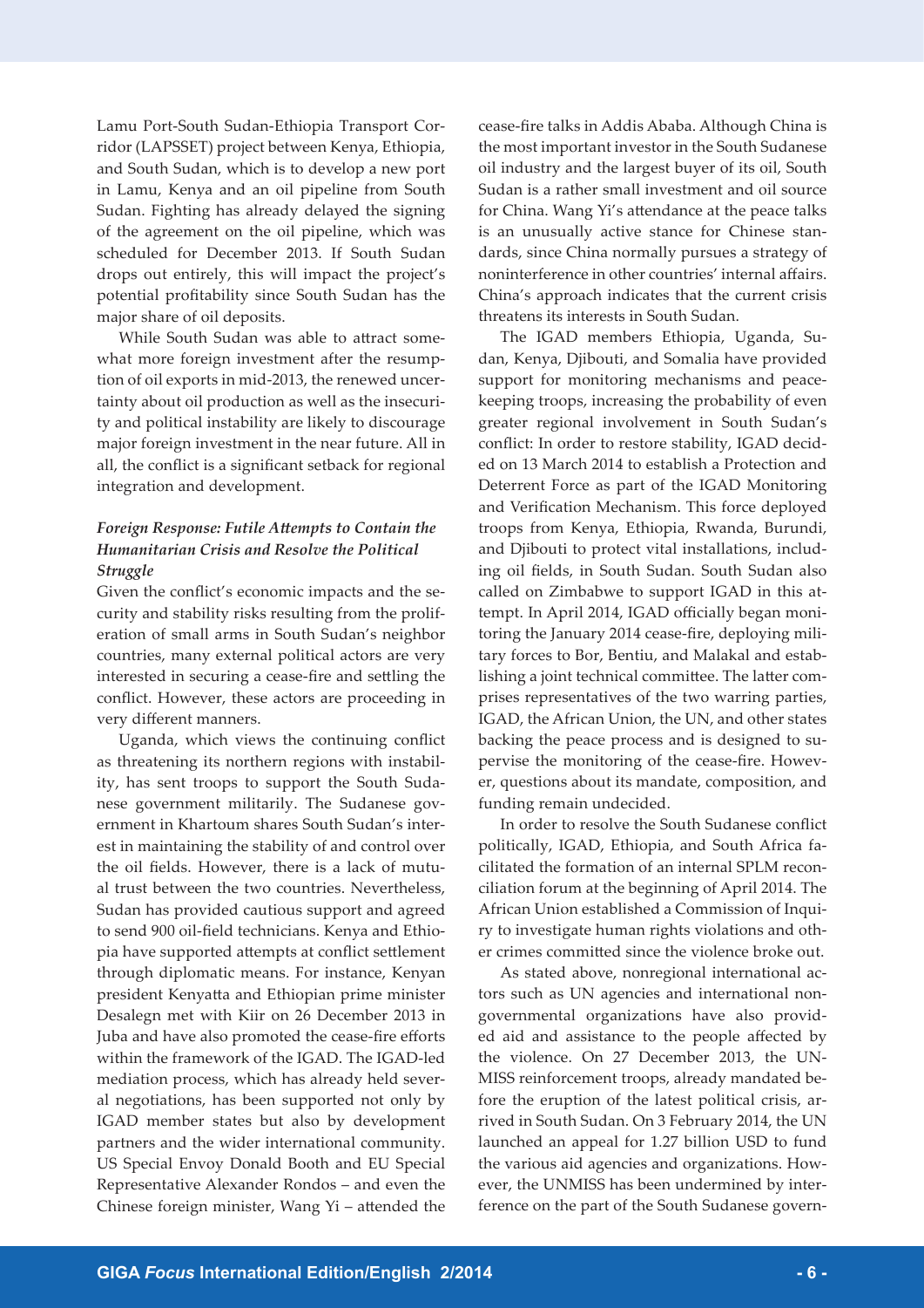Lamu Port-South Sudan-Ethiopia Transport Corridor (LAPSSET) project between Kenya, Ethiopia, and South Sudan, which is to develop a new port in Lamu, Kenya and an oil pipeline from South Sudan. Fighting has already delayed the signing of the agreement on the oil pipeline, which was scheduled for December 2013. If South Sudan drops out entirely, this will impact the project's potential profitability since South Sudan has the major share of oil deposits.

While South Sudan was able to attract somewhat more foreign investment after the resumption of oil exports in mid-2013, the renewed uncertainty about oil production as well as the insecurity and political instability are likely to discourage major foreign investment in the near future. All in all, the conflict is a significant setback for regional integration and development.

### *Foreign Response: Futile Attempts to Contain the Humanitarian Crisis and Resolve the Political Struggle*

Given the conflict's economic impacts and the security and stability risks resulting from the proliferation of small arms in South Sudan's neighbor countries, many external political actors are very interested in securing a cease-fire and settling the conflict. However, these actors are proceeding in very different manners.

Uganda, which views the continuing conflict as threatening its northern regions with instability, has sent troops to support the South Sudanese government militarily. The Sudanese government in Khartoum shares South Sudan's interest in maintaining the stability of and control over the oil fields. However, there is a lack of mutual trust between the two countries. Nevertheless, Sudan has provided cautious support and agreed to send 900 oil-field technicians. Kenya and Ethiopia have supported attempts at conflict settlement through diplomatic means. For instance, Kenyan president Kenyatta and Ethiopian prime minister Desalegn met with Kiir on 26 December 2013 in Juba and have also promoted the cease-fire efforts within the framework of the IGAD. The IGAD-led mediation process, which has already held several negotiations, has been supported not only by IGAD member states but also by development partners and the wider international community. US Special Envoy Donald Booth and EU Special Representative Alexander Rondos – and even the Chinese foreign minister, Wang Yi – attended the cease-fire talks in Addis Ababa. Although China is the most important investor in the South Sudanese oil industry and the largest buyer of its oil, South Sudan is a rather small investment and oil source for China. Wang Yi's attendance at the peace talks is an unusually active stance for Chinese standards, since China normally pursues a strategy of noninterference in other countries' internal affairs. China's approach indicates that the current crisis threatens its interests in South Sudan.

The IGAD members Ethiopia, Uganda, Sudan, Kenya, Djibouti, and Somalia have provided support for monitoring mechanisms and peacekeeping troops, increasing the probability of even greater regional involvement in South Sudan's conflict: In order to restore stability, IGAD decided on 13 March 2014 to establish a Protection and Deterrent Force as part of the IGAD Monitoring and Verification Mechanism. This force deployed troops from Kenya, Ethiopia, Rwanda, Burundi, and Djibouti to protect vital installations, including oil fields, in South Sudan. South Sudan also called on Zimbabwe to support IGAD in this attempt. In April 2014, IGAD officially began monitoring the January 2014 cease-fire, deploying military forces to Bor, Bentiu, and Malakal and establishing a joint technical committee. The latter comprises representatives of the two warring parties, IGAD, the African Union, the UN, and other states backing the peace process and is designed to supervise the monitoring of the cease-fire. However, questions about its mandate, composition, and funding remain undecided.

In order to resolve the South Sudanese conflict politically, IGAD, Ethiopia, and South Africa facilitated the formation of an internal SPLM reconciliation forum at the beginning of April 2014. The African Union established a Commission of Inquiry to investigate human rights violations and other crimes committed since the violence broke out.

As stated above, nonregional international actors such as UN agencies and international nongovernmental organizations have also provided aid and assistance to the people affected by the violence. On 27 December 2013, the UNMISS reinforcement troops, already mandated before the eruption of the latest political crisis, arrived in South Sudan. On 3 February 2014, the UN launched an appeal for 1.27 billion USD to fund the various aid agencies and organizations. However, the UNMISS has been undermined by interference on the part of the South Sudanese govern-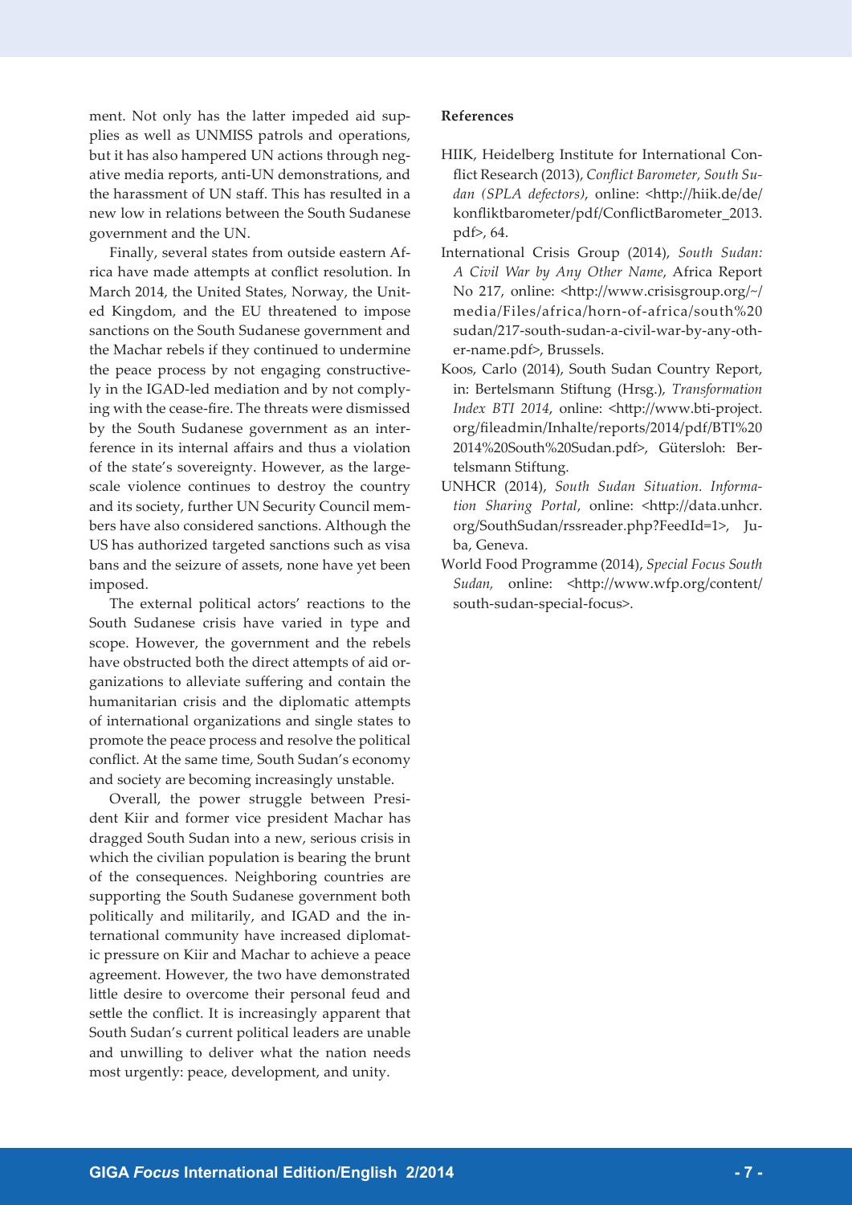ment. Not only has the latter impeded aid supplies as well as UNMISS patrols and operations, but it has also hampered UN actions through negative media reports, anti-UN demonstrations, and the harassment of UN staff. This has resulted in a new low in relations between the South Sudanese government and the UN.

Finally, several states from outside eastern Africa have made attempts at conflict resolution. In March 2014, the United States, Norway, the United Kingdom, and the EU threatened to impose sanctions on the South Sudanese government and the Machar rebels if they continued to undermine the peace process by not engaging constructively in the IGAD-led mediation and by not complying with the cease-fire. The threats were dismissed by the South Sudanese government as an interference in its internal affairs and thus a violation of the state's sovereignty. However, as the large-scale violence continues to destroy the country and its society, further UN Security Council members have also considered sanctions. Although the US has authorized targeted sanctions such as visa bans and the seizure of assets, none have yet been imposed.

The external political actors' reactions to the South Sudanese crisis have varied in type and scope. However, the government and the rebels have obstructed both the direct attempts of aid organizations to alleviate suffering and contain the humanitarian crisis and the diplomatic attempts of international organizations and single states to promote the peace process and resolve the political conflict. At the same time, South Sudan's economy and society are becoming increasingly unstable.

Overall, the power struggle between President Kiir and former vice president Machar has dragged South Sudan into a new, serious crisis in which the civilian population is bearing the brunt of the consequences. Neighboring countries are supporting the South Sudanese government both politically and militarily, and IGAD and the international community have increased diplomatic pressure on Kiir and Machar to achieve a peace agreement. However, the two have demonstrated little desire to overcome their personal feud and settle the conflict. It is increasingly apparent that South Sudan's current political leaders are unable and unwilling to deliver what the nation needs most urgently: peace, development, and unity.

**References**

HIIK, Heidelberg Institute for International Conflict Research (2013), *Conflict Barometer, South Sudan (SPLA defectors)*, online: <http://hiik.de/de/konfliktbarometer/pdf/ConflictBarometer_2013.pdf>, 64.

International Crisis Group (2014), *South Sudan: A Civil War by Any Other Name*, Africa Report No 217, online: <http://www.crisisgroup.org/~/media/Files/africa/horn-of-africa/south%20sudan/217-south-sudan-a-civil-war-by-any-other-name.pdf>, Brussels.

Koos, Carlo (2014), South Sudan Country Report, in: Bertelsmann Stiftung (Hrsg.), *Transformation Index BTI 2014*, online: <http://www.bti-project.org/fileadmin/Inhalte/reports/2014/pdf/BTI%202014%20South%20Sudan.pdf>, Gütersloh: Bertelsmann Stiftung.

UNHCR (2014), *South Sudan Situation. Information Sharing Portal*, online: <http://data.unhcr.org/SouthSudan/rssreader.php?FeedId=1>, Juba, Geneva.

World Food Programme (2014), *Special Focus South Sudan,* online: <http://www.wfp.org/content/south-sudan-special-focus>.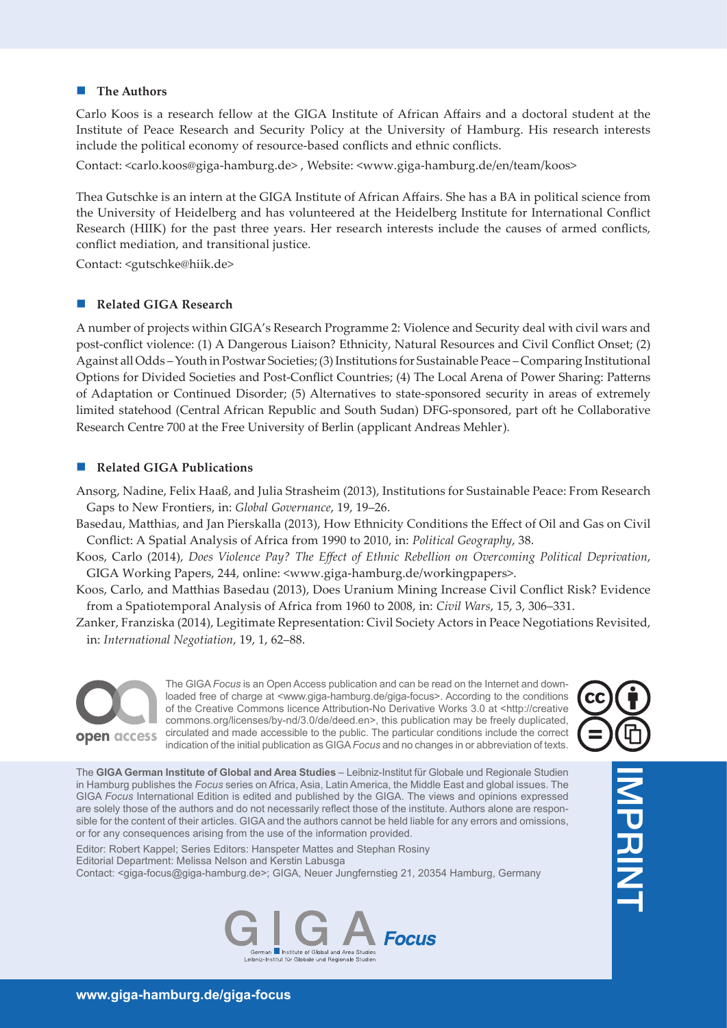## The Authors

Carlo Koos is a research fellow at the GIGA Institute of African Affairs and a doctoral student at the Institute of Peace Research and Security Policy at the University of Hamburg. His research interests include the political economy of resource-based conflicts and ethnic conflicts.

Contact: <carlo.koos@giga-hamburg.de> , Website: <www.giga-hamburg.de/en/team/koos>

Thea Gutschke is an intern at the GIGA Institute of African Affairs. She has a BA in political science from the University of Heidelberg and has volunteered at the Heidelberg Institute for International Conflict Research (HIIK) for the past three years. Her research interests include the causes of armed conflicts, conflict mediation, and transitional justice.

Contact: <gutschke@hiik.de>

## Related GIGA Research

A number of projects within GIGA's Research Programme 2: Violence and Security deal with civil wars and post-conflict violence: (1) A Dangerous Liaison? Ethnicity, Natural Resources and Civil Conflict Onset; (2) Against all Odds – Youth in Postwar Societies; (3) Institutions for Sustainable Peace – Comparing Institutional Options for Divided Societies and Post-Conflict Countries; (4) The Local Arena of Power Sharing: Patterns of Adaptation or Continued Disorder; (5) Alternatives to state-sponsored security in areas of extremely limited statehood (Central African Republic and South Sudan) DFG-sponsored, part oft he Collaborative Research Centre 700 at the Free University of Berlin (applicant Andreas Mehler).

## Related GIGA Publications

Ansorg, Nadine, Felix Haaß, and Julia Strasheim (2013), Institutions for Sustainable Peace: From Research Gaps to New Frontiers, in: *Global Governance*, 19, 19–26.

Basedau, Matthias, and Jan Pierskalla (2013), How Ethnicity Conditions the Effect of Oil and Gas on Civil Conflict: A Spatial Analysis of Africa from 1990 to 2010, in: *Political Geography*, 38.

Koos, Carlo (2014), *Does Violence Pay? The Effect of Ethnic Rebellion on Overcoming Political Deprivation*, GIGA Working Papers, 244, online: <www.giga-hamburg.de/workingpapers>.

Koos, Carlo, and Matthias Basedau (2013), Does Uranium Mining Increase Civil Conflict Risk? Evidence from a Spatiotemporal Analysis of Africa from 1960 to 2008, in: *Civil Wars*, 15, 3, 306–331.

Zanker, Franziska (2014), Legitimate Representation: Civil Society Actors in Peace Negotiations Revisited, in: *International Negotiation*, 19, 1, 62–88.

The GIGA *Focus* is an Open Access publication and can be read on the Internet and downloaded free of charge at <www.giga-hamburg.de/giga-focus>. According to the conditions of the Creative Commons licence Attribution-No Derivative Works 3.0 at <http://creativecommons.org/licenses/by-nd/3.0/de/deed.en>, this publication may be freely duplicated, circulated and made accessible to the public. The particular conditions include the correct indication of the initial publication as GIGA *Focus* and no changes in or abbreviation of texts.

The **GIGA German Institute of Global and Area Studies** – Leibniz-Institut für Globale und Regionale Studien in Hamburg publishes the *Focus* series on Africa, Asia, Latin America, the Middle East and global issues. The GIGA *Focus* International Edition is edited and published by the GIGA. The views and opinions expressed are solely those of the authors and do not necessarily reflect those of the institute. Authors alone are responsible for the content of their articles. GIGA and the authors cannot be held liable for any errors and omissions, or for any consequences arising from the use of the information provided.

Editor: Robert Kappel; Series Editors: Hanspeter Mattes and Stephan Rosiny
Editorial Department: Melissa Nelson and Kerstin Labusga
Contact: <giga-focus@giga-hamburg.de>; GIGA, Neuer Jungfernstieg 21, 20354 Hamburg, Germany

IMPRINT

www.giga-hamburg.de/giga-focus